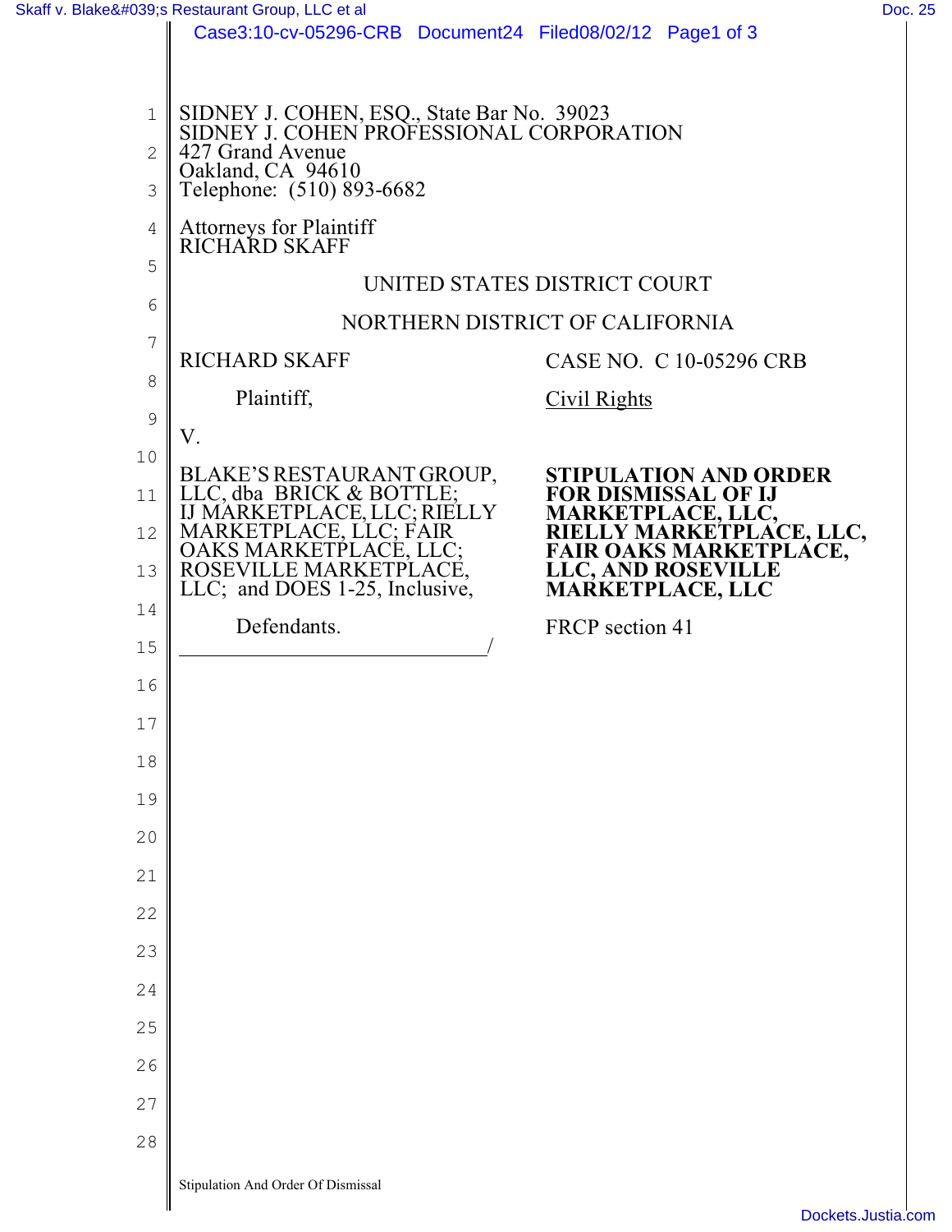SIDNEY J. COHEN, ESQ., State Bar No. 39023
SIDNEY J. COHEN PROFESSIONAL CORPORATION
427 Grand Avenue
Oakland, CA 94610
Telephone: (510) 893-6682

Attorneys for Plaintiff
RICHARD SKAFF

UNITED STATES DISTRICT COURT

NORTHERN DISTRICT OF CALIFORNIA

RICHARD SKAFF

Plaintiff,

V.

BLAKE'S RESTAURANT GROUP, LLC, dba BRICK & BOTTLE; IJ MARKETPLACE, LLC; RIELLY MARKETPLACE, LLC; FAIR OAKS MARKETPLACE, LLC; ROSEVILLE MARKETPLACE, LLC; and DOES 1-25, Inclusive,

Defendants.
______________________________/

CASE NO. C 10-05296 CRB

Civil Rights

**STIPULATION AND ORDER FOR DISMISSAL OF IJ MARKETPLACE, LLC, RIELLY MARKETPLACE, LLC, FAIR OAKS MARKETPLACE, LLC, AND ROSEVILLE MARKETPLACE, LLC**

FRCP section 41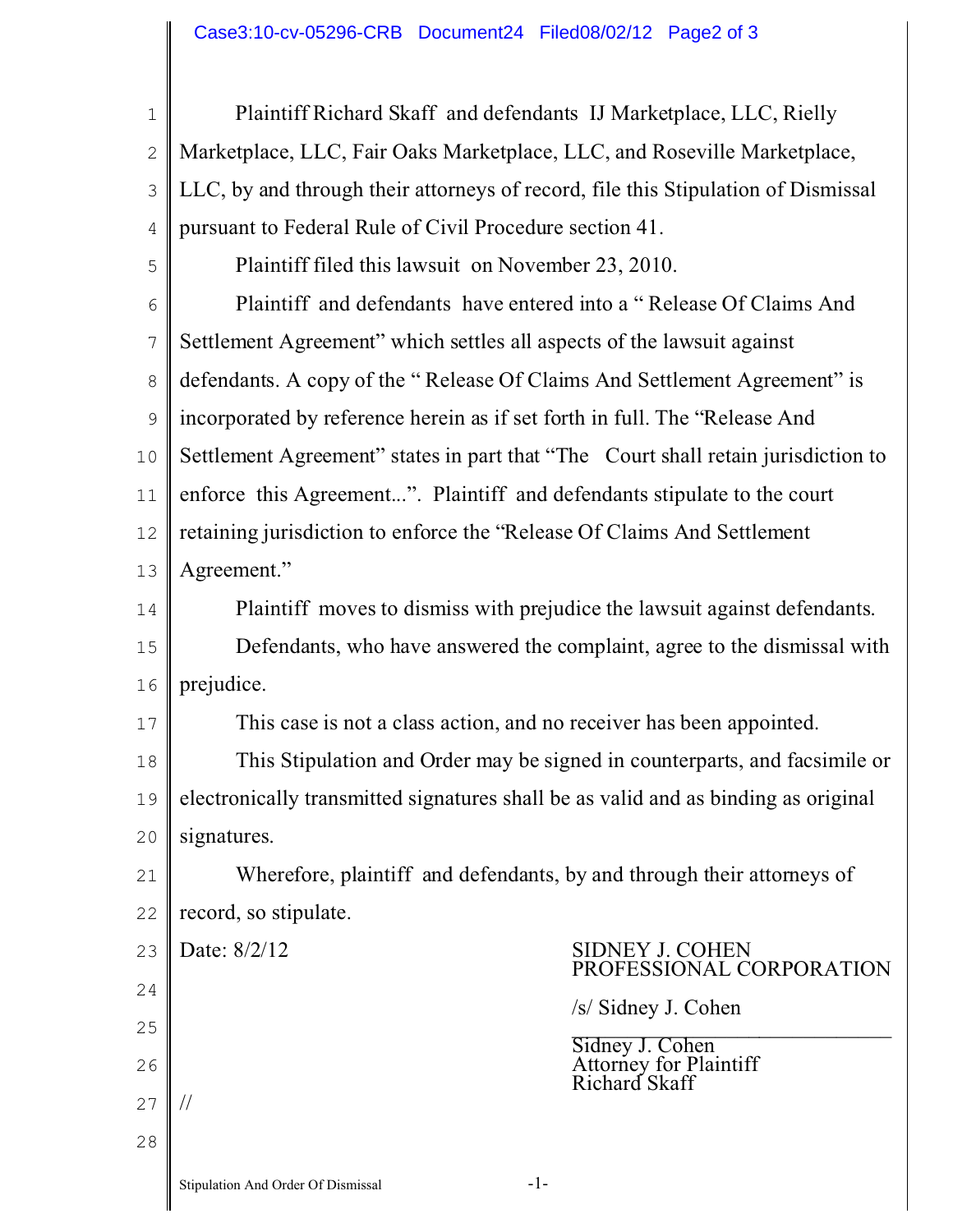Plaintiff Richard Skaff and defendants IJ Marketplace, LLC, Rielly Marketplace, LLC, Fair Oaks Marketplace, LLC, and Roseville Marketplace, LLC, by and through their attorneys of record, file this Stipulation of Dismissal pursuant to Federal Rule of Civil Procedure section 41.

Plaintiff filed this lawsuit on November 23, 2010.

Plaintiff and defendants have entered into a " Release Of Claims And Settlement Agreement" which settles all aspects of the lawsuit against defendants. A copy of the " Release Of Claims And Settlement Agreement" is incorporated by reference herein as if set forth in full. The "Release And Settlement Agreement" states in part that "The Court shall retain jurisdiction to enforce this Agreement...". Plaintiff and defendants stipulate to the court retaining jurisdiction to enforce the "Release Of Claims And Settlement Agreement."

Plaintiff moves to dismiss with prejudice the lawsuit against defendants.

Defendants, who have answered the complaint, agree to the dismissal with prejudice.

This case is not a class action, and no receiver has been appointed.

This Stipulation and Order may be signed in counterparts, and facsimile or electronically transmitted signatures shall be as valid and as binding as original signatures.

Wherefore, plaintiff and defendants, by and through their attorneys of record, so stipulate.

Date: 8/2/12

SIDNEY J. COHEN
PROFESSIONAL CORPORATION

/s/ Sidney J. Cohen
\_\_\_\_\_\_\_\_\_\_\_\_\_\_\_\_\_\_\_\_\_\_\_\_\_\_\_\_\_\_
Sidney J. Cohen
Attorney for Plaintiff
Richard Skaff

//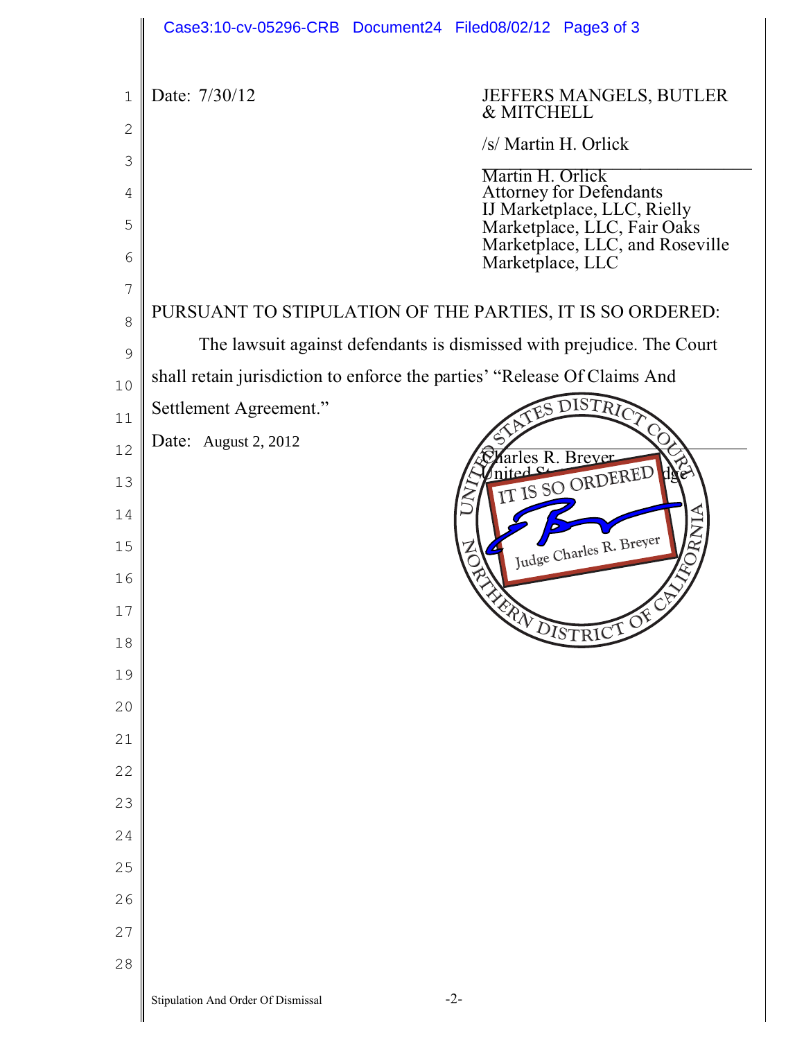Date: 7/30/12

JEFFERS MANGELS, BUTLER & MITCHELL

/s/ Martin H. Orlick

Martin H. Orlick
Attorney for Defendants
IJ Marketplace, LLC, Rielly Marketplace, LLC, Fair Oaks Marketplace, LLC, and Roseville Marketplace, LLC

PURSUANT TO STIPULATION OF THE PARTIES, IT IS SO ORDERED:

The lawsuit against defendants is dismissed with prejudice. The Court shall retain jurisdiction to enforce the parties' "Release Of Claims And Settlement Agreement."

Date: August 2, 2012

UNITED STATES DISTRICT COURT NORTHERN DISTRICT OF CALIFORNIA

IT IS SO ORDERED

Judge Charles R. Breyer

Charles R. Breyer
United States District Judge

Stipulation And Order Of Dismissal